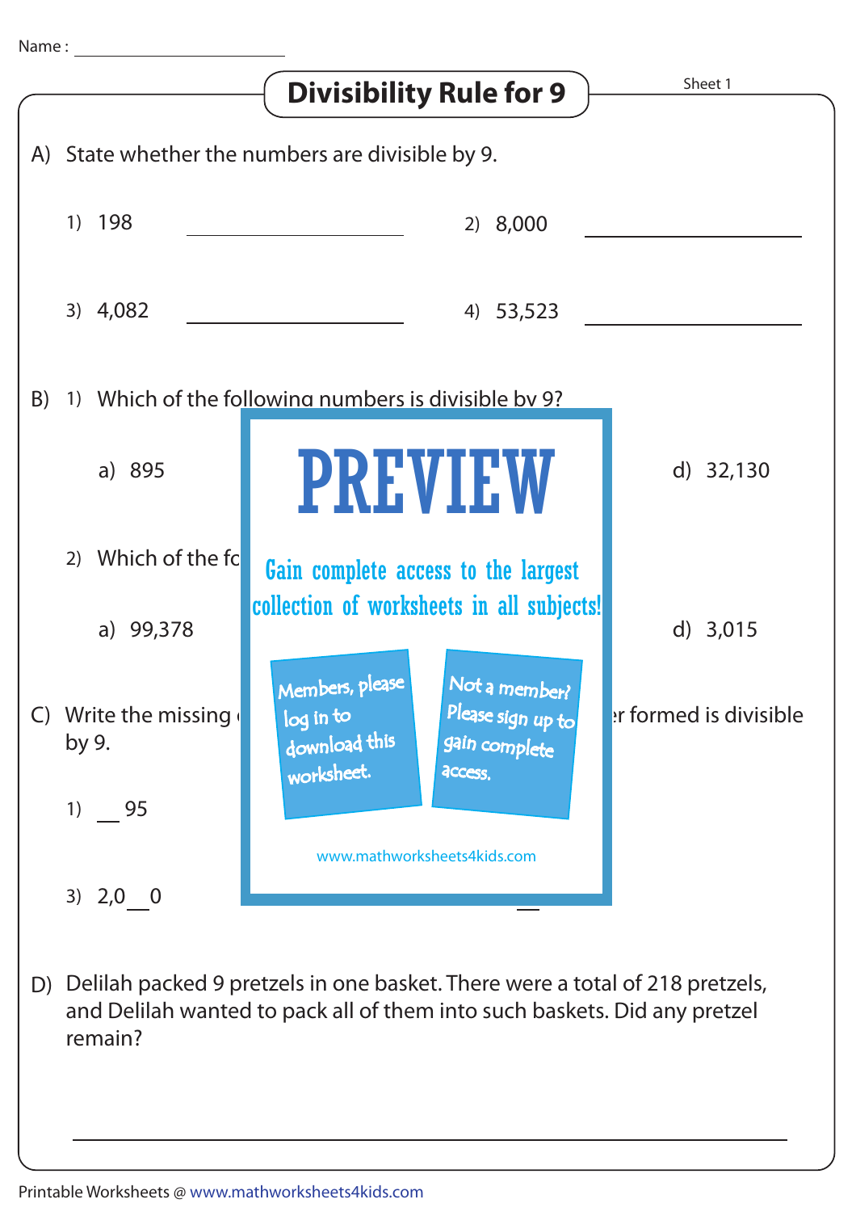Name : ____________________

# Divisibility Rule for 9

Sheet 1

A) State whether the numbers are divisible by 9.

1) 198 ____________________

2) 8,000 ____________________

3) 4,082 ____________________

4) 53,523 ____________________

B) 1) Which of the following numbers is divisible by 9?

a) 895

d) 32,130

2) Which of the fo

a) 99,378

d) 3,015

C) Write the missing er formed is divisible by 9.

1) __ 95

3) 2,0__0

PREVIEW

Gain complete access to the largest collection of worksheets in all subjects!

Members, please log in to download this worksheet.

Not a member? Please sign up to gain complete access.

www.mathworksheets4kids.com

D) Delilah packed 9 pretzels in one basket. There were a total of 218 pretzels, and Delilah wanted to pack all of them into such baskets. Did any pretzel remain?

____________________

Printable Worksheets @ www.mathworksheets4kids.com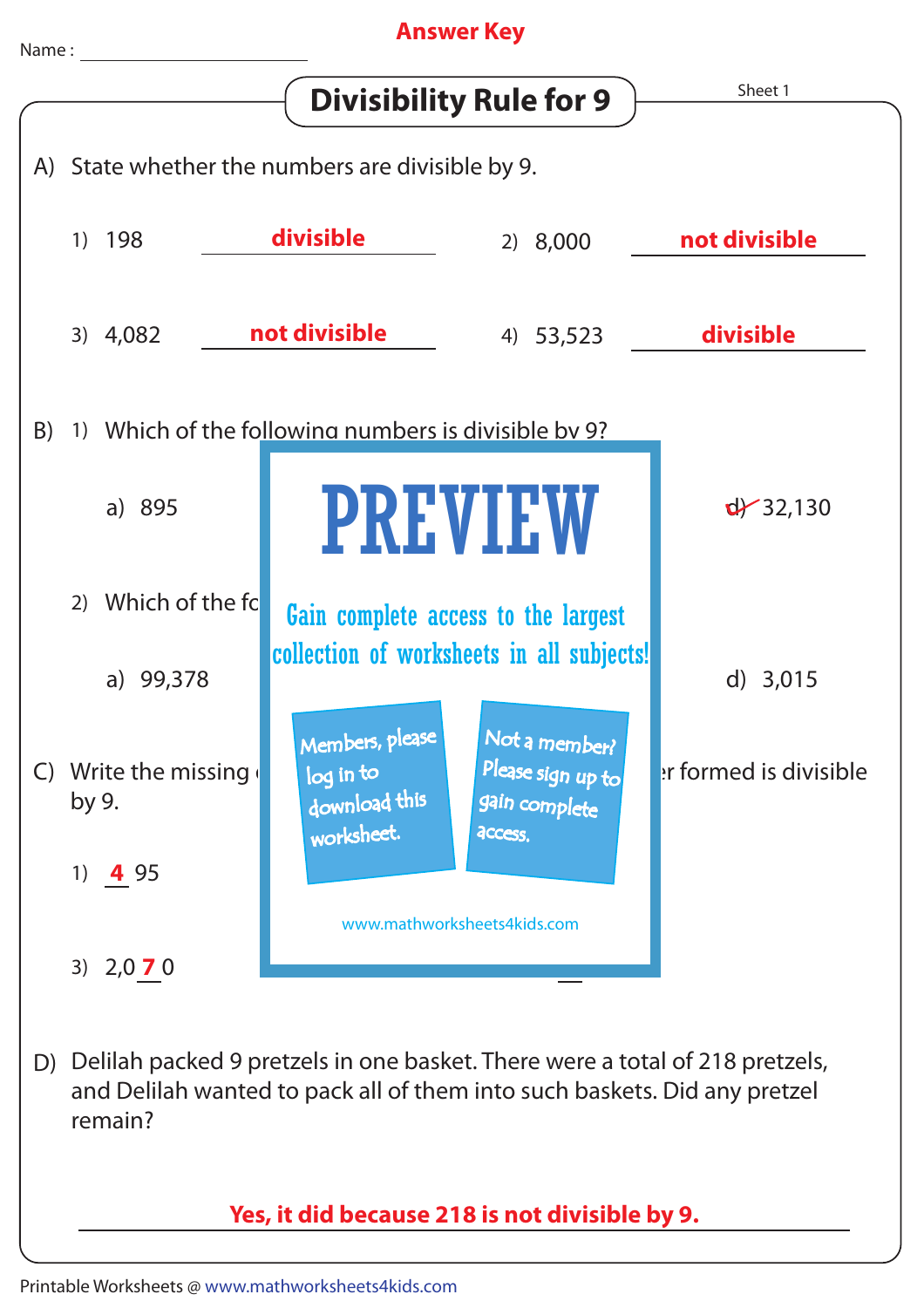**Answer Key**

Name : ____________________

# Divisibility Rule for 9

Sheet 1

A) State whether the numbers are divisible by 9.

1) 198 **divisible**

2) 8,000 **not divisible**

3) 4,082 **not divisible**

4) 53,523 **divisible**

B) 1) Which of the following numbers is divisible by 9?

a) 895

d) 32,130

2) Which of the fo

a) 99,378

d) 3,015

C) Write the missing ... er formed is divisible by 9.

1) **4** 95

3) 2,0 **7** 0

PREVIEW

Gain complete access to the largest collection of worksheets in all subjects!

Members, please log in to download this worksheet.

Not a member? Please sign up to gain complete access.

www.mathworksheets4kids.com

D) Delilah packed 9 pretzels in one basket. There were a total of 218 pretzels, and Delilah wanted to pack all of them into such baskets. Did any pretzel remain?

**Yes, it did because 218 is not divisible by 9.**

Printable Worksheets @ www.mathworksheets4kids.com